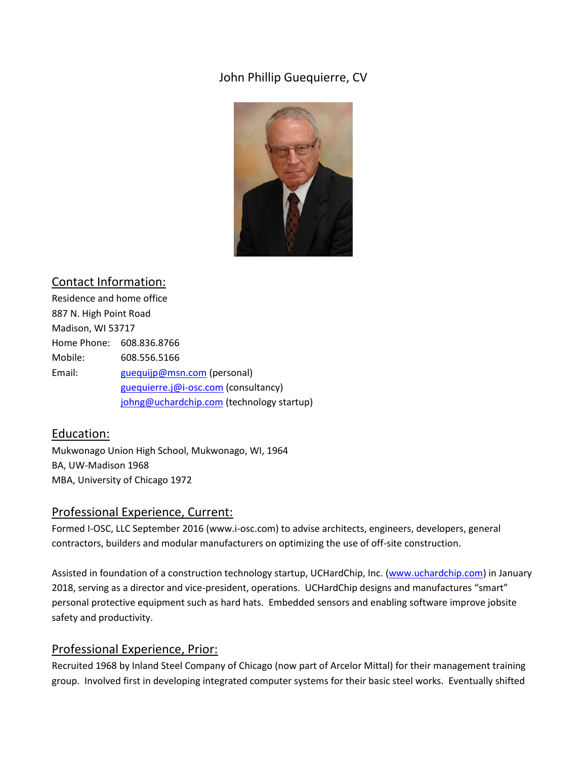# John Phillip Guequierre, CV

## Contact Information:

Residence and home office
887 N. High Point Road
Madison, WI 53717

Home Phone: 608.836.8766
Mobile: 608.556.5166
Email: guequijp@msn.com (personal)
guequierre.j@i-osc.com (consultancy)
johng@uchardchip.com (technology startup)

## Education:

Mukwonago Union High School, Mukwonago, WI, 1964
BA, UW-Madison 1968
MBA, University of Chicago 1972

## Professional Experience, Current:

Formed I-OSC, LLC September 2016 (www.i-osc.com) to advise architects, engineers, developers, general contractors, builders and modular manufacturers on optimizing the use of off-site construction.

Assisted in foundation of a construction technology startup, UCHardChip, Inc. (www.uchardchip.com) in January 2018, serving as a director and vice-president, operations. UCHardChip designs and manufactures "smart" personal protective equipment such as hard hats. Embedded sensors and enabling software improve jobsite safety and productivity.

## Professional Experience, Prior:

Recruited 1968 by Inland Steel Company of Chicago (now part of Arcelor Mittal) for their management training group. Involved first in developing integrated computer systems for their basic steel works. Eventually shifted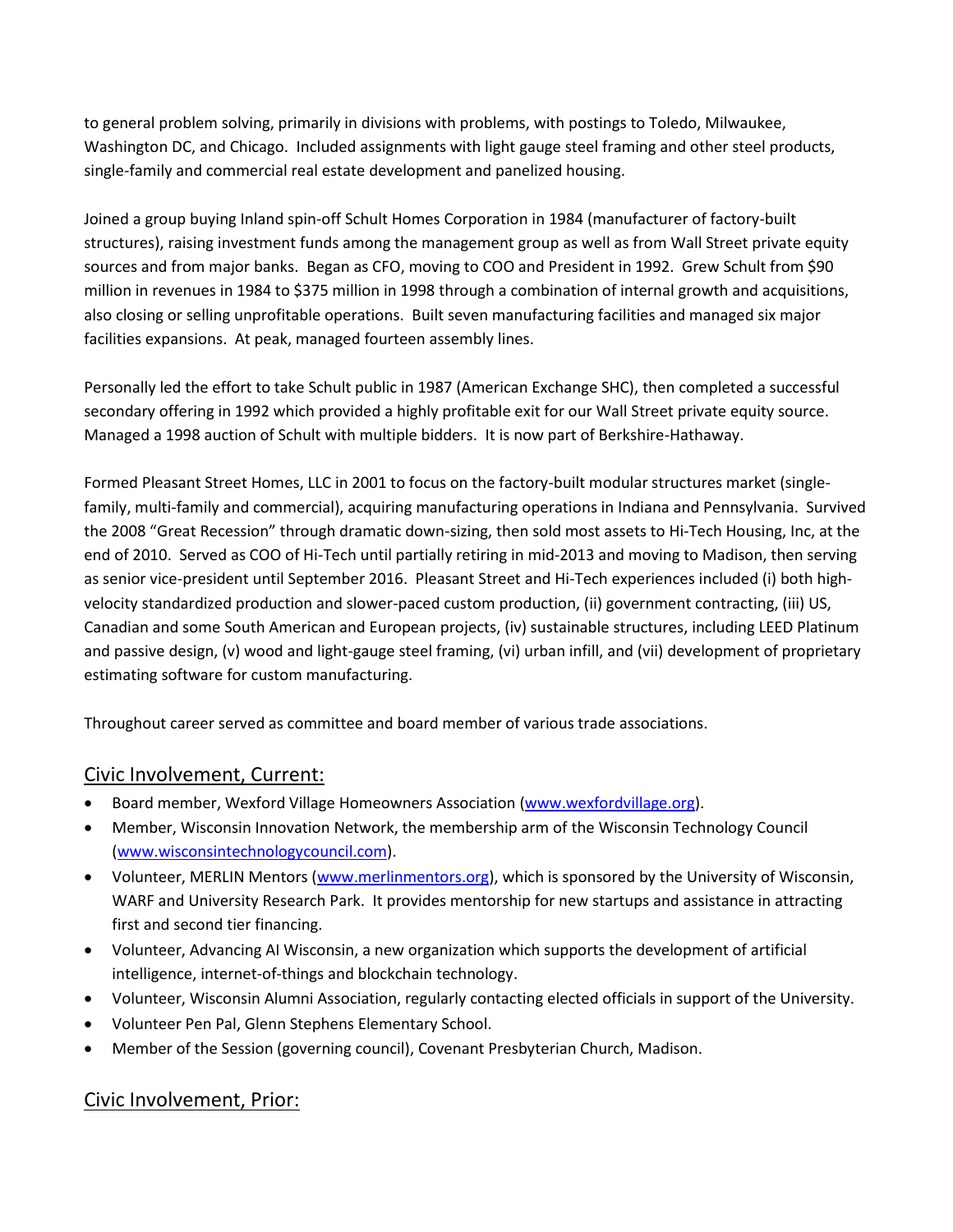to general problem solving, primarily in divisions with problems, with postings to Toledo, Milwaukee, Washington DC, and Chicago. Included assignments with light gauge steel framing and other steel products, single-family and commercial real estate development and panelized housing.

Joined a group buying Inland spin-off Schult Homes Corporation in 1984 (manufacturer of factory-built structures), raising investment funds among the management group as well as from Wall Street private equity sources and from major banks. Began as CFO, moving to COO and President in 1992. Grew Schult from $90 million in revenues in 1984 to $375 million in 1998 through a combination of internal growth and acquisitions, also closing or selling unprofitable operations. Built seven manufacturing facilities and managed six major facilities expansions. At peak, managed fourteen assembly lines.

Personally led the effort to take Schult public in 1987 (American Exchange SHC), then completed a successful secondary offering in 1992 which provided a highly profitable exit for our Wall Street private equity source. Managed a 1998 auction of Schult with multiple bidders. It is now part of Berkshire-Hathaway.

Formed Pleasant Street Homes, LLC in 2001 to focus on the factory-built modular structures market (single-family, multi-family and commercial), acquiring manufacturing operations in Indiana and Pennsylvania. Survived the 2008 "Great Recession" through dramatic down-sizing, then sold most assets to Hi-Tech Housing, Inc, at the end of 2010. Served as COO of Hi-Tech until partially retiring in mid-2013 and moving to Madison, then serving as senior vice-president until September 2016. Pleasant Street and Hi-Tech experiences included (i) both high-velocity standardized production and slower-paced custom production, (ii) government contracting, (iii) US, Canadian and some South American and European projects, (iv) sustainable structures, including LEED Platinum and passive design, (v) wood and light-gauge steel framing, (vi) urban infill, and (vii) development of proprietary estimating software for custom manufacturing.

Throughout career served as committee and board member of various trade associations.

## Civic Involvement, Current:

- Board member, Wexford Village Homeowners Association (www.wexfordvillage.org).
- Member, Wisconsin Innovation Network, the membership arm of the Wisconsin Technology Council (www.wisconsintechnologycouncil.com).
- Volunteer, MERLIN Mentors (www.merlinmentors.org), which is sponsored by the University of Wisconsin, WARF and University Research Park. It provides mentorship for new startups and assistance in attracting first and second tier financing.
- Volunteer, Advancing AI Wisconsin, a new organization which supports the development of artificial intelligence, internet-of-things and blockchain technology.
- Volunteer, Wisconsin Alumni Association, regularly contacting elected officials in support of the University.
- Volunteer Pen Pal, Glenn Stephens Elementary School.
- Member of the Session (governing council), Covenant Presbyterian Church, Madison.

## Civic Involvement, Prior: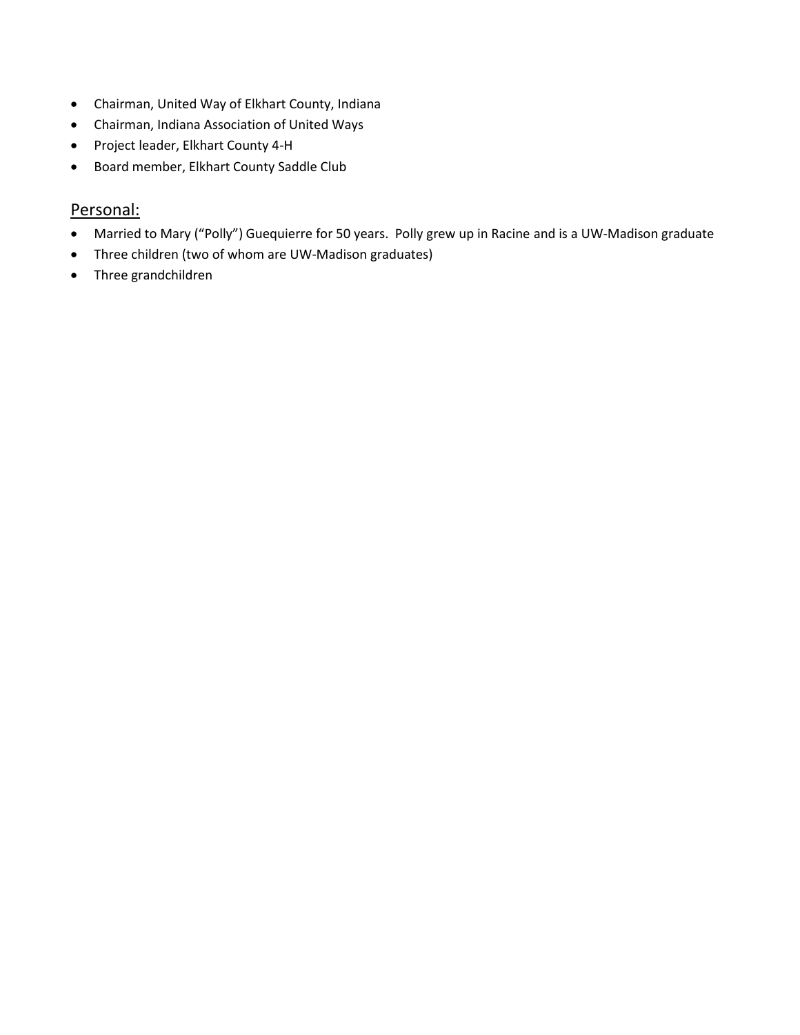- Chairman, United Way of Elkhart County, Indiana
- Chairman, Indiana Association of United Ways
- Project leader, Elkhart County 4-H
- Board member, Elkhart County Saddle Club

## Personal:

- Married to Mary ("Polly") Guequierre for 50 years. Polly grew up in Racine and is a UW-Madison graduate
- Three children (two of whom are UW-Madison graduates)
- Three grandchildren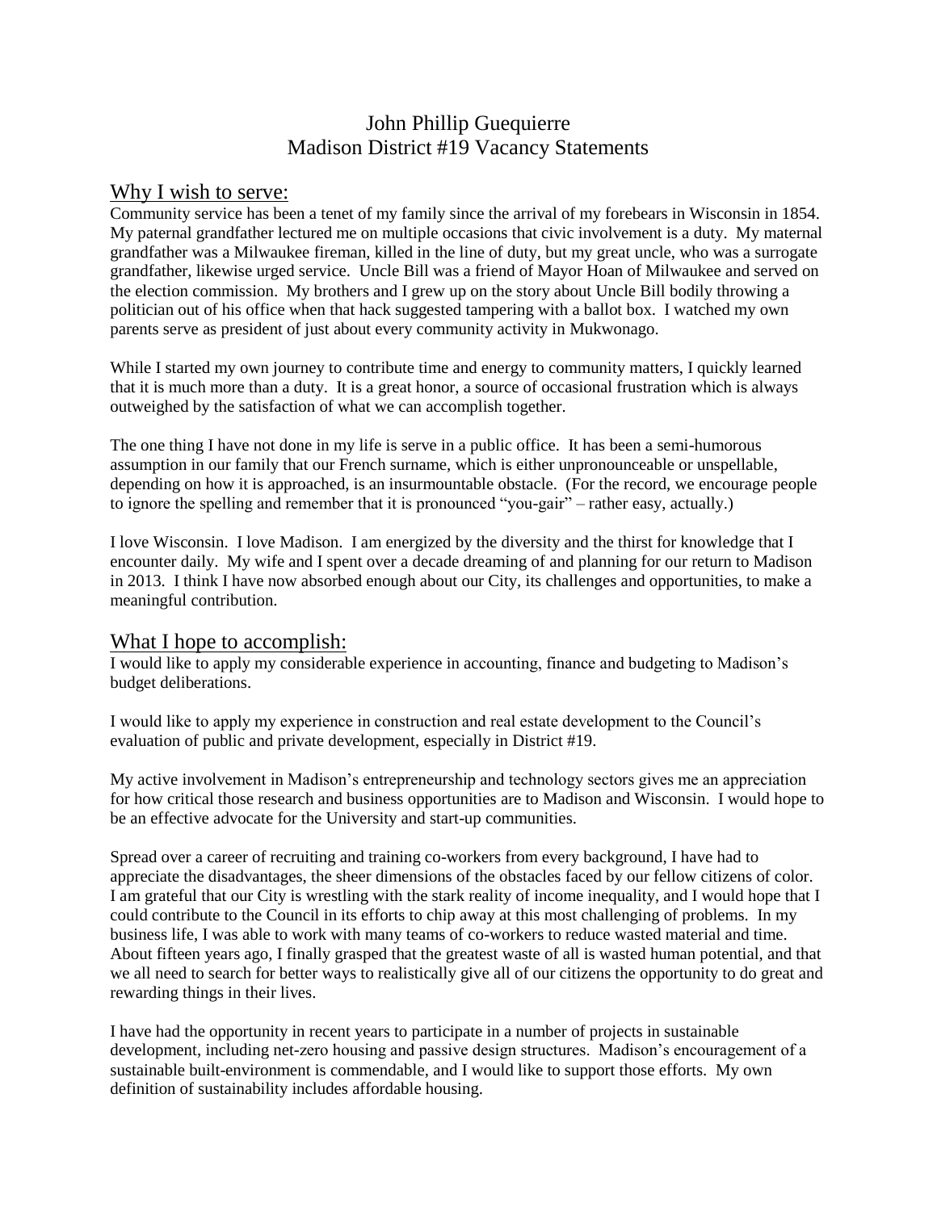# John Phillip Guequierre
# Madison District #19 Vacancy Statements

## Why I wish to serve:

Community service has been a tenet of my family since the arrival of my forebears in Wisconsin in 1854. My paternal grandfather lectured me on multiple occasions that civic involvement is a duty. My maternal grandfather was a Milwaukee fireman, killed in the line of duty, but my great uncle, who was a surrogate grandfather, likewise urged service. Uncle Bill was a friend of Mayor Hoan of Milwaukee and served on the election commission. My brothers and I grew up on the story about Uncle Bill bodily throwing a politician out of his office when that hack suggested tampering with a ballot box. I watched my own parents serve as president of just about every community activity in Mukwonago.

While I started my own journey to contribute time and energy to community matters, I quickly learned that it is much more than a duty. It is a great honor, a source of occasional frustration which is always outweighed by the satisfaction of what we can accomplish together.

The one thing I have not done in my life is serve in a public office. It has been a semi-humorous assumption in our family that our French surname, which is either unpronounceable or unspellable, depending on how it is approached, is an insurmountable obstacle. (For the record, we encourage people to ignore the spelling and remember that it is pronounced "you-gair" – rather easy, actually.)

I love Wisconsin. I love Madison. I am energized by the diversity and the thirst for knowledge that I encounter daily. My wife and I spent over a decade dreaming of and planning for our return to Madison in 2013. I think I have now absorbed enough about our City, its challenges and opportunities, to make a meaningful contribution.

## What I hope to accomplish:

I would like to apply my considerable experience in accounting, finance and budgeting to Madison's budget deliberations.

I would like to apply my experience in construction and real estate development to the Council's evaluation of public and private development, especially in District #19.

My active involvement in Madison's entrepreneurship and technology sectors gives me an appreciation for how critical those research and business opportunities are to Madison and Wisconsin. I would hope to be an effective advocate for the University and start-up communities.

Spread over a career of recruiting and training co-workers from every background, I have had to appreciate the disadvantages, the sheer dimensions of the obstacles faced by our fellow citizens of color. I am grateful that our City is wrestling with the stark reality of income inequality, and I would hope that I could contribute to the Council in its efforts to chip away at this most challenging of problems. In my business life, I was able to work with many teams of co-workers to reduce wasted material and time. About fifteen years ago, I finally grasped that the greatest waste of all is wasted human potential, and that we all need to search for better ways to realistically give all of our citizens the opportunity to do great and rewarding things in their lives.

I have had the opportunity in recent years to participate in a number of projects in sustainable development, including net-zero housing and passive design structures. Madison's encouragement of a sustainable built-environment is commendable, and I would like to support those efforts. My own definition of sustainability includes affordable housing.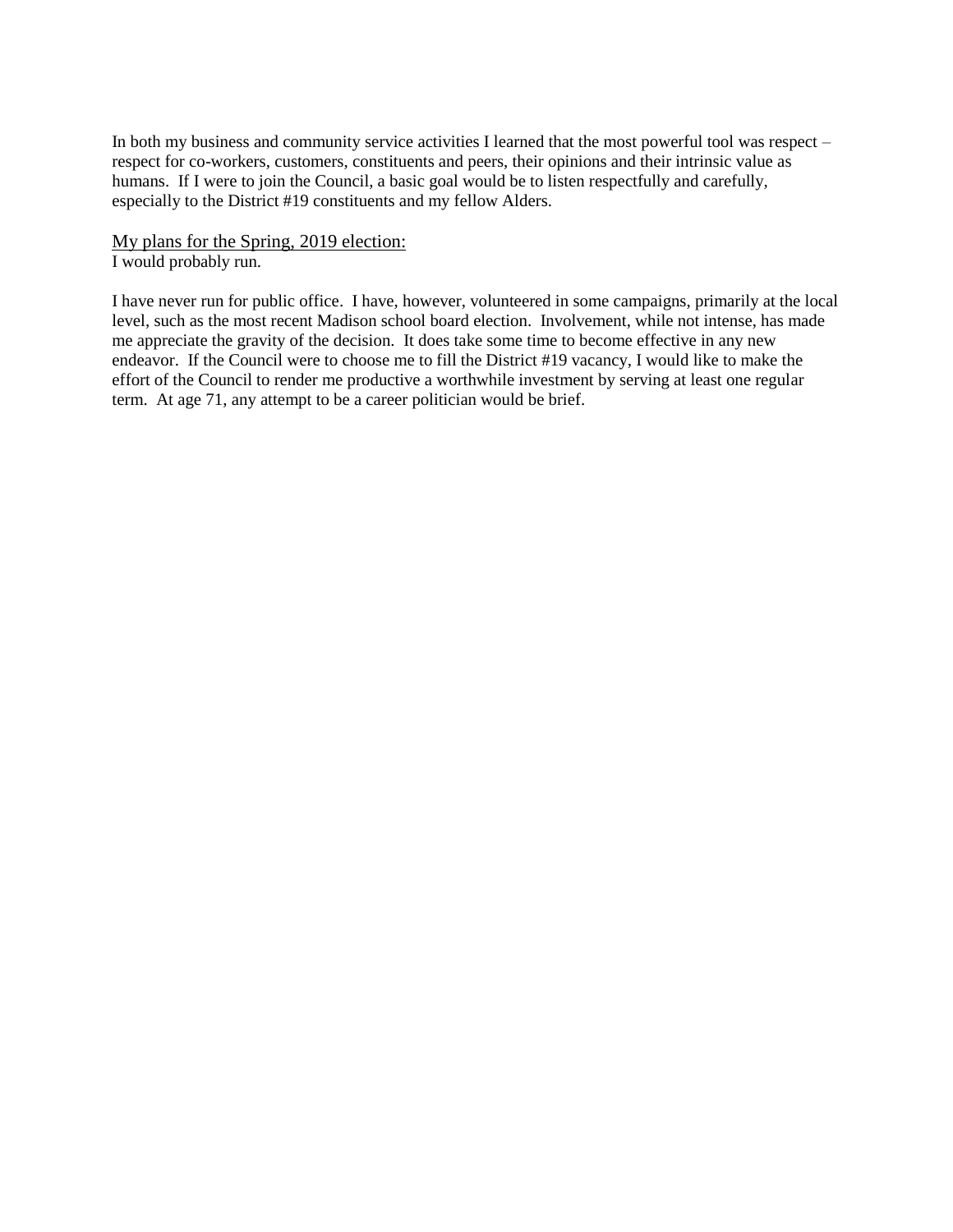In both my business and community service activities I learned that the most powerful tool was respect – respect for co-workers, customers, constituents and peers, their opinions and their intrinsic value as humans. If I were to join the Council, a basic goal would be to listen respectfully and carefully, especially to the District #19 constituents and my fellow Alders.

<u>My plans for the Spring, 2019 election:</u>
I would probably run.

I have never run for public office. I have, however, volunteered in some campaigns, primarily at the local level, such as the most recent Madison school board election. Involvement, while not intense, has made me appreciate the gravity of the decision. It does take some time to become effective in any new endeavor. If the Council were to choose me to fill the District #19 vacancy, I would like to make the effort of the Council to render me productive a worthwhile investment by serving at least one regular term. At age 71, any attempt to be a career politician would be brief.